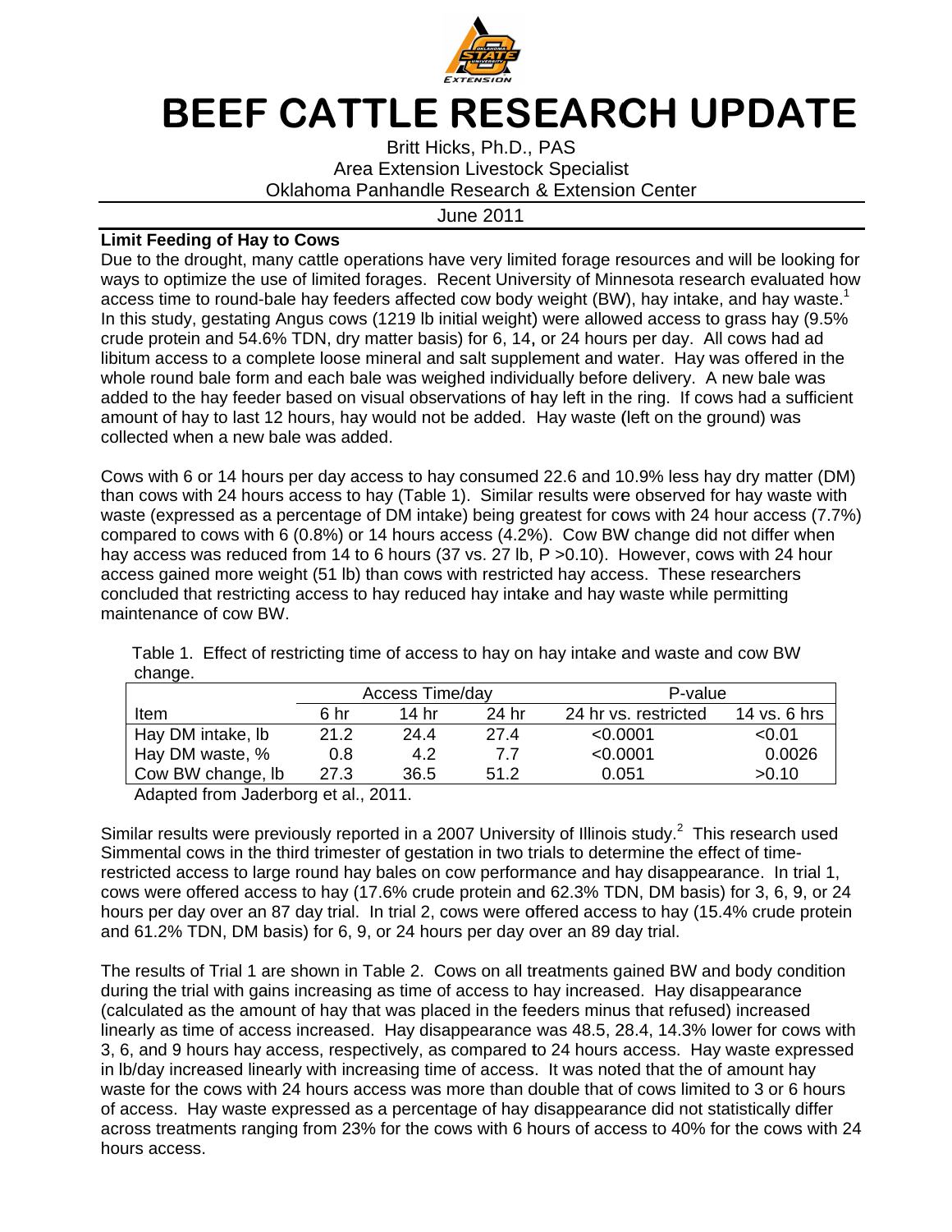# BEEF CATTLE RESEARCH UPDATE

Britt Hicks, Ph.D., PAS
Area Extension Livestock Specialist
Oklahoma Panhandle Research & Extension Center

June 2011

**Limit Feeding of Hay to Cows**

Due to the drought, many cattle operations have very limited forage resources and will be looking for ways to optimize the use of limited forages. Recent University of Minnesota research evaluated how access time to round-bale hay feeders affected cow body weight (BW), hay intake, and hay waste.[1] In this study, gestating Angus cows (1219 lb initial weight) were allowed access to grass hay (9.5% crude protein and 54.6% TDN, dry matter basis) for 6, 14, or 24 hours per day. All cows had ad libitum access to a complete loose mineral and salt supplement and water. Hay was offered in the whole round bale form and each bale was weighed individually before delivery. A new bale was added to the hay feeder based on visual observations of hay left in the ring. If cows had a sufficient amount of hay to last 12 hours, hay would not be added. Hay waste (left on the ground) was collected when a new bale was added.

Cows with 6 or 14 hours per day access to hay consumed 22.6 and 10.9% less hay dry matter (DM) than cows with 24 hours access to hay (Table 1). Similar results were observed for hay waste with waste (expressed as a percentage of DM intake) being greatest for cows with 24 hour access (7.7%) compared to cows with 6 (0.8%) or 14 hours access (4.2%). Cow BW change did not differ when hay access was reduced from 14 to 6 hours (37 vs. 27 lb, P >0.10). However, cows with 24 hour access gained more weight (51 lb) than cows with restricted hay access. These researchers concluded that restricting access to hay reduced hay intake and hay waste while permitting maintenance of cow BW.

Table 1. Effect of restricting time of access to hay on hay intake and waste and cow BW change.

| | Access Time/day | | | P-value | |
|---|---|---|---|---|---|
| Item | 6 hr | 14 hr | 24 hr | 24 hr vs. restricted | 14 vs. 6 hrs |
| Hay DM intake, lb | 21.2 | 24.4 | 27.4 | <0.0001 | <0.01 |
| Hay DM waste, % | 0.8 | 4.2 | 7.7 | <0.0001 | 0.0026 |
| Cow BW change, lb | 27.3 | 36.5 | 51.2 | 0.051 | >0.10 |

Adapted from Jaderborg et al., 2011.

Similar results were previously reported in a 2007 University of Illinois study.[2] This research used Simmental cows in the third trimester of gestation in two trials to determine the effect of time-restricted access to large round hay bales on cow performance and hay disappearance. In trial 1, cows were offered access to hay (17.6% crude protein and 62.3% TDN, DM basis) for 3, 6, 9, or 24 hours per day over an 87 day trial. In trial 2, cows were offered access to hay (15.4% crude protein and 61.2% TDN, DM basis) for 6, 9, or 24 hours per day over an 89 day trial.

The results of Trial 1 are shown in Table 2. Cows on all treatments gained BW and body condition during the trial with gains increasing as time of access to hay increased. Hay disappearance (calculated as the amount of hay that was placed in the feeders minus that refused) increased linearly as time of access increased. Hay disappearance was 48.5, 28.4, 14.3% lower for cows with 3, 6, and 9 hours hay access, respectively, as compared to 24 hours access. Hay waste expressed in lb/day increased linearly with increasing time of access. It was noted that the of amount hay waste for the cows with 24 hours access was more than double that of cows limited to 3 or 6 hours of access. Hay waste expressed as a percentage of hay disappearance did not statistically differ across treatments ranging from 23% for the cows with 6 hours of access to 40% for the cows with 24 hours access.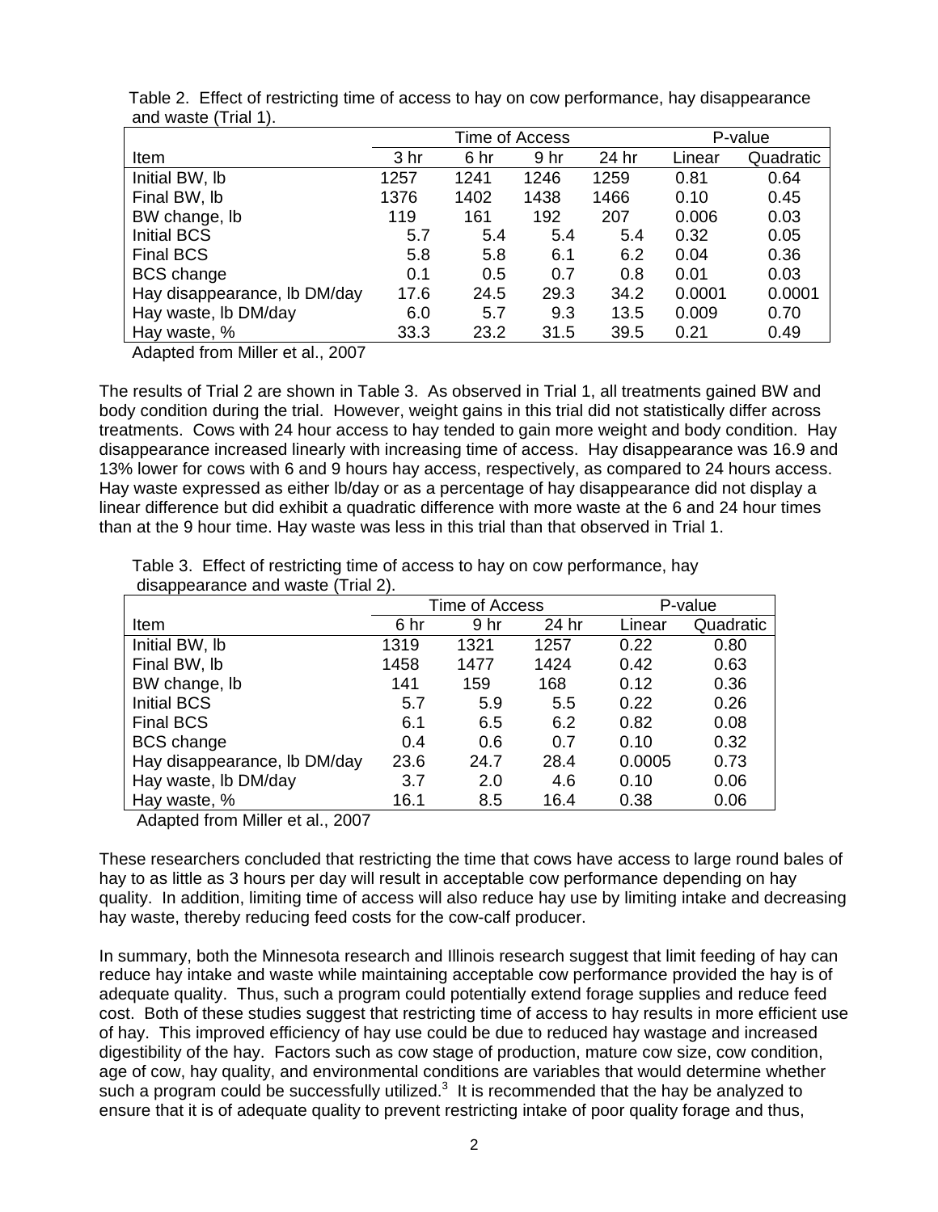Table 2. Effect of restricting time of access to hay on cow performance, hay disappearance and waste (Trial 1).

| | Time of Access | | | | P-value | |
|---|---|---|---|---|---|---|
| Item | 3 hr | 6 hr | 9 hr | 24 hr | Linear | Quadratic |
| Initial BW, lb | 1257 | 1241 | 1246 | 1259 | 0.81 | 0.64 |
| Final BW, lb | 1376 | 1402 | 1438 | 1466 | 0.10 | 0.45 |
| BW change, lb | 119 | 161 | 192 | 207 | 0.006 | 0.03 |
| Initial BCS | 5.7 | 5.4 | 5.4 | 5.4 | 0.32 | 0.05 |
| Final BCS | 5.8 | 5.8 | 6.1 | 6.2 | 0.04 | 0.36 |
| BCS change | 0.1 | 0.5 | 0.7 | 0.8 | 0.01 | 0.03 |
| Hay disappearance, lb DM/day | 17.6 | 24.5 | 29.3 | 34.2 | 0.0001 | 0.0001 |
| Hay waste, lb DM/day | 6.0 | 5.7 | 9.3 | 13.5 | 0.009 | 0.70 |
| Hay waste, % | 33.3 | 23.2 | 31.5 | 39.5 | 0.21 | 0.49 |

Adapted from Miller et al., 2007

The results of Trial 2 are shown in Table 3. As observed in Trial 1, all treatments gained BW and body condition during the trial. However, weight gains in this trial did not statistically differ across treatments. Cows with 24 hour access to hay tended to gain more weight and body condition. Hay disappearance increased linearly with increasing time of access. Hay disappearance was 16.9 and 13% lower for cows with 6 and 9 hours hay access, respectively, as compared to 24 hours access. Hay waste expressed as either lb/day or as a percentage of hay disappearance did not display a linear difference but did exhibit a quadratic difference with more waste at the 6 and 24 hour times than at the 9 hour time. Hay waste was less in this trial than that observed in Trial 1.

Table 3. Effect of restricting time of access to hay on cow performance, hay disappearance and waste (Trial 2).

| | Time of Access | | | P-value | |
|---|---|---|---|---|---|
| Item | 6 hr | 9 hr | 24 hr | Linear | Quadratic |
| Initial BW, lb | 1319 | 1321 | 1257 | 0.22 | 0.80 |
| Final BW, lb | 1458 | 1477 | 1424 | 0.42 | 0.63 |
| BW change, lb | 141 | 159 | 168 | 0.12 | 0.36 |
| Initial BCS | 5.7 | 5.9 | 5.5 | 0.22 | 0.26 |
| Final BCS | 6.1 | 6.5 | 6.2 | 0.82 | 0.08 |
| BCS change | 0.4 | 0.6 | 0.7 | 0.10 | 0.32 |
| Hay disappearance, lb DM/day | 23.6 | 24.7 | 28.4 | 0.0005 | 0.73 |
| Hay waste, lb DM/day | 3.7 | 2.0 | 4.6 | 0.10 | 0.06 |
| Hay waste, % | 16.1 | 8.5 | 16.4 | 0.38 | 0.06 |

Adapted from Miller et al., 2007

These researchers concluded that restricting the time that cows have access to large round bales of hay to as little as 3 hours per day will result in acceptable cow performance depending on hay quality. In addition, limiting time of access will also reduce hay use by limiting intake and decreasing hay waste, thereby reducing feed costs for the cow-calf producer.

In summary, both the Minnesota research and Illinois research suggest that limit feeding of hay can reduce hay intake and waste while maintaining acceptable cow performance provided the hay is of adequate quality. Thus, such a program could potentially extend forage supplies and reduce feed cost. Both of these studies suggest that restricting time of access to hay results in more efficient use of hay. This improved efficiency of hay use could be due to reduced hay wastage and increased digestibility of the hay. Factors such as cow stage of production, mature cow size, cow condition, age of cow, hay quality, and environmental conditions are variables that would determine whether such a program could be successfully utilized.[3] It is recommended that the hay be analyzed to ensure that it is of adequate quality to prevent restricting intake of poor quality forage and thus,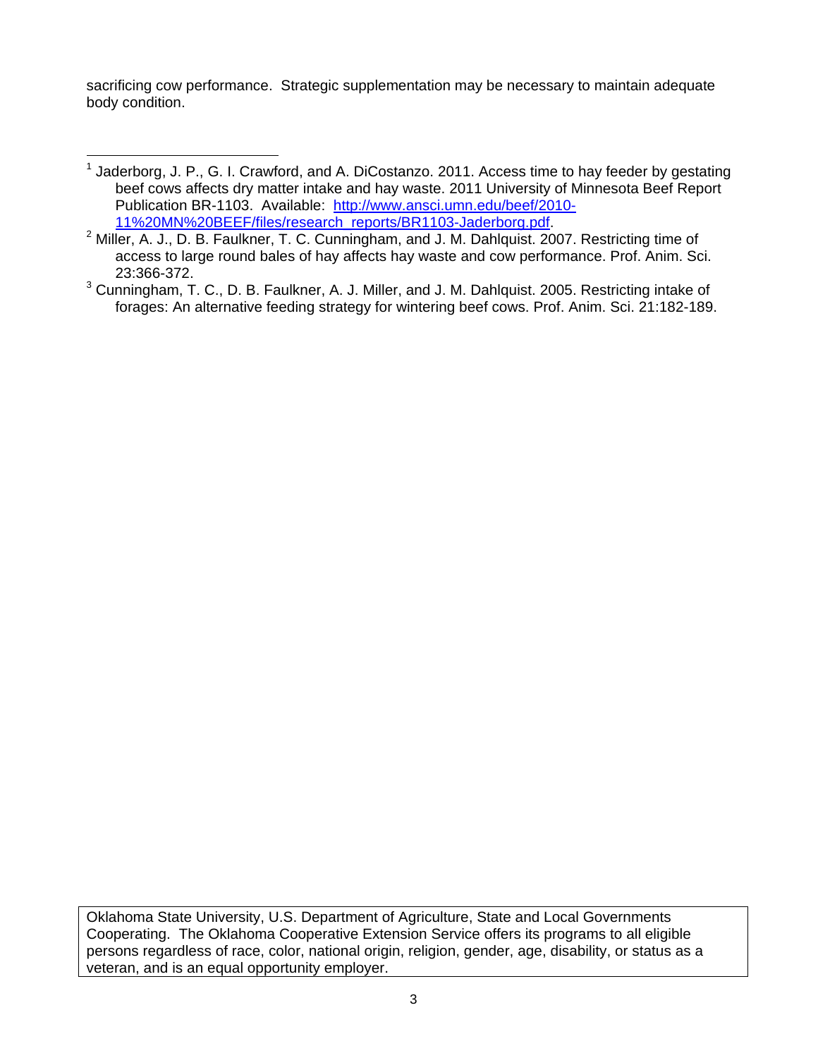sacrificing cow performance. Strategic supplementation may be necessary to maintain adequate body condition.

---

[1] Jaderborg, J. P., G. I. Crawford, and A. DiCostanzo. 2011. Access time to hay feeder by gestating beef cows affects dry matter intake and hay waste. 2011 University of Minnesota Beef Report Publication BR-1103. Available: http://www.ansci.umn.edu/beef/2010-11%20MN%20BEEF/files/research_reports/BR1103-Jaderborg.pdf.

[2] Miller, A. J., D. B. Faulkner, T. C. Cunningham, and J. M. Dahlquist. 2007. Restricting time of access to large round bales of hay affects hay waste and cow performance. Prof. Anim. Sci. 23:366-372.

[3] Cunningham, T. C., D. B. Faulkner, A. J. Miller, and J. M. Dahlquist. 2005. Restricting intake of forages: An alternative feeding strategy for wintering beef cows. Prof. Anim. Sci. 21:182-189.

Oklahoma State University, U.S. Department of Agriculture, State and Local Governments Cooperating. The Oklahoma Cooperative Extension Service offers its programs to all eligible persons regardless of race, color, national origin, religion, gender, age, disability, or status as a veteran, and is an equal opportunity employer.